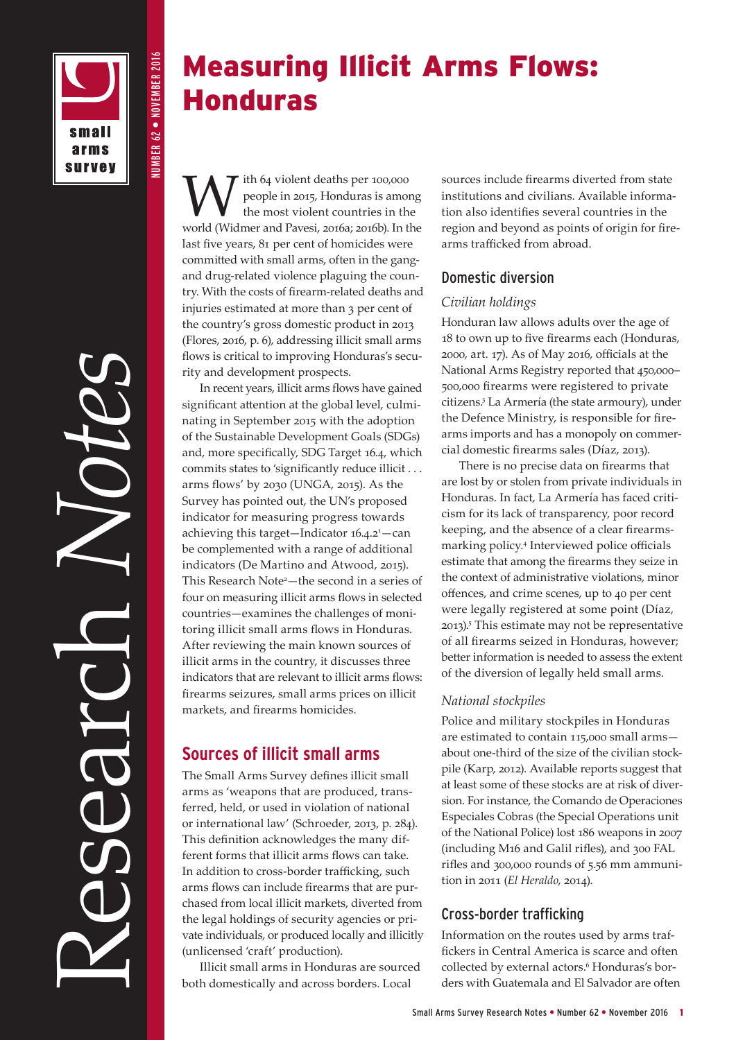# Measuring Illicit Arms Flows: Honduras

With 64 violent deaths per 100,000 people in 2015, Honduras is among the most violent countries in the world (Widmer and Pavesi, 2016a; 2016b). In the last five years, 81 per cent of homicides were committed with small arms, often in the gang- and drug-related violence plaguing the country. With the costs of firearm-related deaths and injuries estimated at more than 3 per cent of the country's gross domestic product in 2013 (Flores, 2016, p. 6), addressing illicit small arms flows is critical to improving Honduras's security and development prospects.

In recent years, illicit arms flows have gained significant attention at the global level, culminating in September 2015 with the adoption of the Sustainable Development Goals (SDGs) and, more specifically, SDG Target 16.4, which commits states to 'significantly reduce illicit . . . arms flows' by 2030 (UNGA, 2015). As the Survey has pointed out, the UN's proposed indicator for measuring progress towards achieving this target—Indicator 16.4.2[1]—can be complemented with a range of additional indicators (De Martino and Atwood, 2015). This Research Note[2]—the second in a series of four on measuring illicit arms flows in selected countries—examines the challenges of monitoring illicit small arms flows in Honduras. After reviewing the main known sources of illicit arms in the country, it discusses three indicators that are relevant to illicit arms flows: firearms seizures, small arms prices on illicit markets, and firearms homicides.

## Sources of illicit small arms

The Small Arms Survey defines illicit small arms as 'weapons that are produced, transferred, held, or used in violation of national or international law' (Schroeder, 2013, p. 284). This definition acknowledges the many different forms that illicit arms flows can take. In addition to cross-border trafficking, such arms flows can include firearms that are purchased from local illicit markets, diverted from the legal holdings of security agencies or private individuals, or produced locally and illicitly (unlicensed 'craft' production).

Illicit small arms in Honduras are sourced both domestically and across borders. Local sources include firearms diverted from state institutions and civilians. Available information also identifies several countries in the region and beyond as points of origin for firearms trafficked from abroad.

### Domestic diversion

#### *Civilian holdings*

Honduran law allows adults over the age of 18 to own up to five firearms each (Honduras, 2000, art. 17). As of May 2016, officials at the National Arms Registry reported that 450,000–500,000 firearms were registered to private citizens.[3] La Armería (the state armoury), under the Defence Ministry, is responsible for firearms imports and has a monopoly on commercial domestic firearms sales (Díaz, 2013).

There is no precise data on firearms that are lost by or stolen from private individuals in Honduras. In fact, La Armería has faced criticism for its lack of transparency, poor record keeping, and the absence of a clear firearms-marking policy.[4] Interviewed police officials estimate that among the firearms they seize in the context of administrative violations, minor offences, and crime scenes, up to 40 per cent were legally registered at some point (Díaz, 2013).[5] This estimate may not be representative of all firearms seized in Honduras, however; better information is needed to assess the extent of the diversion of legally held small arms.

#### *National stockpiles*

Police and military stockpiles in Honduras are estimated to contain 115,000 small arms—about one-third of the size of the civilian stockpile (Karp, 2012). Available reports suggest that at least some of these stocks are at risk of diversion. For instance, the Comando de Operaciones Especiales Cobras (the Special Operations unit of the National Police) lost 186 weapons in 2007 (including M16 and Galil rifles), and 300 FAL rifles and 300,000 rounds of 5.56 mm ammunition in 2011 (*El Heraldo*, 2014).

### Cross-border trafficking

Information on the routes used by arms traffickers in Central America is scarce and often collected by external actors.[6] Honduras's borders with Guatemala and El Salvador are often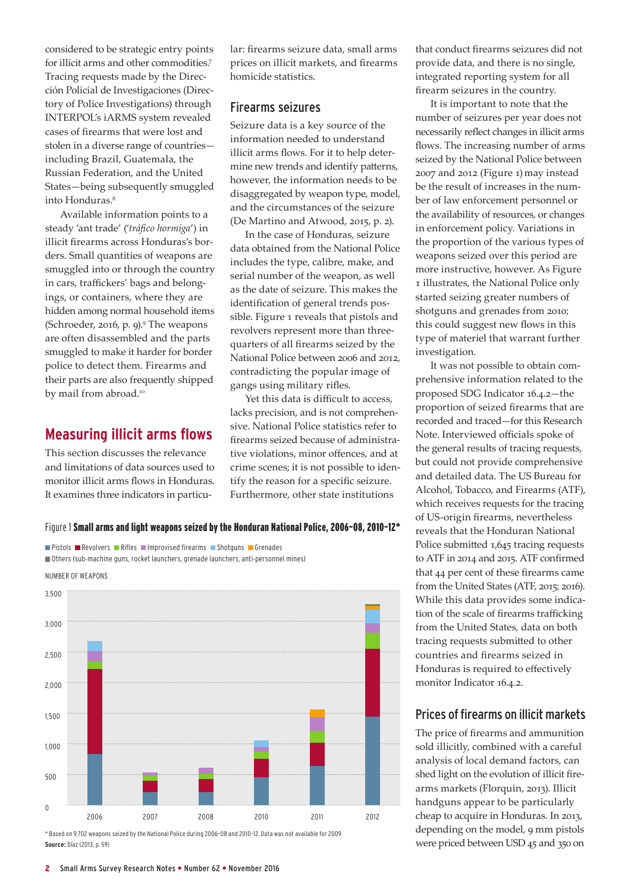considered to be strategic entry points for illicit arms and other commodities.[7] Tracing requests made by the Dirección Policial de Investigaciones (Directory of Police Investigations) through INTERPOL's iARMS system revealed cases of firearms that were lost and stolen in a diverse range of countries—including Brazil, Guatemala, the Russian Federation, and the United States—being subsequently smuggled into Honduras.[8]

Available information points to a steady 'ant trade' ('*tráfico hormiga*') in illicit firearms across Honduras's borders. Small quantities of weapons are smuggled into or through the country in cars, traffickers' bags and belongings, or containers, where they are hidden among normal household items (Schroeder, 2016, p. 9).[9] The weapons are often disassembled and the parts smuggled to make it harder for border police to detect them. Firearms and their parts are also frequently shipped by mail from abroad.[10]

## Measuring illicit arms flows

This section discusses the relevance and limitations of data sources used to monitor illicit arms flows in Honduras. It examines three indicators in particular: firearms seizure data, small arms prices on illicit markets, and firearms homicide statistics.

### Firearms seizures

Seizure data is a key source of the information needed to understand illicit arms flows. For it to help determine new trends and identify patterns, however, the information needs to be disaggregated by weapon type, model, and the circumstances of the seizure (De Martino and Atwood, 2015, p. 2).

In the case of Honduras, seizure data obtained from the National Police includes the type, calibre, make, and serial number of the weapon, as well as the date of seizure. This makes the identification of general trends possible. Figure 1 reveals that pistols and revolvers represent more than three-quarters of all firearms seized by the National Police between 2006 and 2012, contradicting the popular image of gangs using military rifles.

Yet this data is difficult to access, lacks precision, and is not comprehensive. National Police statistics refer to firearms seized because of administrative violations, minor offences, and at crime scenes; it is not possible to identify the reason for a specific seizure. Furthermore, other state institutions that conduct firearms seizures did not provide data, and there is no single, integrated reporting system for all firearm seizures in the country.

It is important to note that the number of seizures per year does not necessarily reflect changes in illicit arms flows. The increasing number of arms seized by the National Police between 2007 and 2012 (Figure 1) may instead be the result of increases in the number of law enforcement personnel or the availability of resources, or changes in enforcement policy. Variations in the proportion of the various types of weapons seized over this period are more instructive, however. As Figure 1 illustrates, the National Police only started seizing greater numbers of shotguns and grenades from 2010; this could suggest new flows in this type of materiel that warrant further investigation.

It was not possible to obtain comprehensive information related to the proposed SDG Indicator 16.4.2—the proportion of seized firearms that are recorded and traced—for this Research Note. Interviewed officials spoke of the general results of tracing requests, but could not provide comprehensive and detailed data. The US Bureau for Alcohol, Tobacco, and Firearms (ATF), which receives requests for the tracing of US-origin firearms, nevertheless reveals that the Honduran National Police submitted 1,645 tracing requests to ATF in 2014 and 2015. ATF confirmed that 44 per cent of these firearms came from the United States (ATF, 2015; 2016). While this data provides some indication of the scale of firearms trafficking from the United States, data on both tracing requests submitted to other countries and firearms seized in Honduras is required to effectively monitor Indicator 16.4.2.

Figure 1 **Small arms and light weapons seized by the Honduran National Police, 2006–08, 2010–12***

Legend: Pistols, Revolvers, Rifles, Improvised firearms, Shotguns, Grenades, Others (sub-machine guns, rocket launchers, grenade launchers, anti-personnel mines)

NUMBER OF WEAPONS

\* Based on 9,702 weapons seized by the National Police during 2006–08 and 2010–12. Data was not available for 2009.

**Source:** Díaz (2013, p. 59)

### Prices of firearms on illicit markets

The price of firearms and ammunition sold illicitly, combined with a careful analysis of local demand factors, can shed light on the evolution of illicit firearms markets (Florquin, 2013). Illicit handguns appear to be particularly cheap to acquire in Honduras. In 2013, depending on the model, 9 mm pistols were priced between USD 45 and 350 on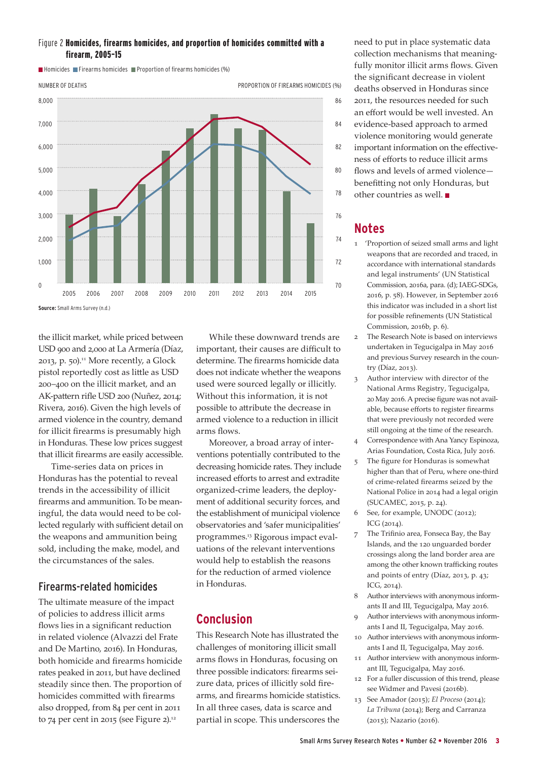**Figure 2 Homicides, firearms homicides, and proportion of homicides committed with a firearm, 2005–15**

**Source:** Small Arms Survey (n.d.)

the illicit market, while priced between USD 900 and 2,000 at La Armería (Díaz, 2013, p. 50).[11] More recently, a Glock pistol reportedly cost as little as USD 200–400 on the illicit market, and an AK-pattern rifle USD 200 (Nuñez, 2014; Rivera, 2016). Given the high levels of armed violence in the country, demand for illicit firearms is presumably high in Honduras. These low prices suggest that illicit firearms are easily accessible.

Time-series data on prices in Honduras has the potential to reveal trends in the accessibility of illicit firearms and ammunition. To be meaningful, the data would need to be collected regularly with sufficient detail on the weapons and ammunition being sold, including the make, model, and the circumstances of the sales.

## Firearms-related homicides

The ultimate measure of the impact of policies to address illicit arms flows lies in a significant reduction in related violence (Alvazzi del Frate and De Martino, 2016). In Honduras, both homicide and firearms homicide rates peaked in 2011, but have declined steadily since then. The proportion of homicides committed with firearms also dropped, from 84 per cent in 2011 to 74 per cent in 2015 (see Figure 2).[12]

While these downward trends are important, their causes are difficult to determine. The firearms homicide data does not indicate whether the weapons used were sourced legally or illicitly. Without this information, it is not possible to attribute the decrease in armed violence to a reduction in illicit arms flows.

Moreover, a broad array of interventions potentially contributed to the decreasing homicide rates. They include increased efforts to arrest and extradite organized-crime leaders, the deployment of additional security forces, and the establishment of municipal violence observatories and 'safer municipalities' programmes.[13] Rigorous impact evaluations of the relevant interventions would help to establish the reasons for the reduction of armed violence in Honduras.

## Conclusion

This Research Note has illustrated the challenges of monitoring illicit small arms flows in Honduras, focusing on three possible indicators: firearms seizure data, prices of illicitly sold firearms, and firearms homicide statistics. In all three cases, data is scarce and partial in scope. This underscores the need to put in place systematic data collection mechanisms that meaningfully monitor illicit arms flows. Given the significant decrease in violent deaths observed in Honduras since 2011, the resources needed for such an effort would be well invested. An evidence-based approach to armed violence monitoring would generate important information on the effectiveness of efforts to reduce illicit arms flows and levels of armed violence—benefitting not only Honduras, but other countries as well. ■

## Notes

1. 'Proportion of seized small arms and light weapons that are recorded and traced, in accordance with international standards and legal instruments' (UN Statistical Commission, 2016a, para. (d); IAEG-SDGs, 2016, p. 58). However, in September 2016 this indicator was included in a short list for possible refinements (UN Statistical Commission, 2016b, p. 6).
2. The Research Note is based on interviews undertaken in Tegucigalpa in May 2016 and previous Survey research in the country (Díaz, 2013).
3. Author interview with director of the National Arms Registry, Tegucigalpa, 20 May 2016. A precise figure was not available, because efforts to register firearms that were previously not recorded were still ongoing at the time of the research.
4. Correspondence with Ana Yancy Espinoza, Arias Foundation, Costa Rica, July 2016.
5. The figure for Honduras is somewhat higher than that of Peru, where one-third of crime-related firearms seized by the National Police in 2014 had a legal origin (SUCAMEC, 2015, p. 24).
6. See, for example, UNODC (2012); ICG (2014).
7. The Trifinio area, Fonseca Bay, the Bay Islands, and the 120 unguarded border crossings along the land border area are among the other known trafficking routes and points of entry (Díaz, 2013, p. 43; ICG, 2014).
8. Author interviews with anonymous informants II and III, Tegucigalpa, May 2016.
9. Author interviews with anonymous informants I and II, Tegucigalpa, May 2016.
10. Author interviews with anonymous informants I and II, Tegucigalpa, May 2016.
11. Author interview with anonymous informant III, Tegucigalpa, May 2016.
12. For a fuller discussion of this trend, please see Widmer and Pavesi (2016b).
13. See Amador (2015); *El Proceso* (2014); *La Tribuna* (2014); Berg and Carranza (2015); Nazario (2016).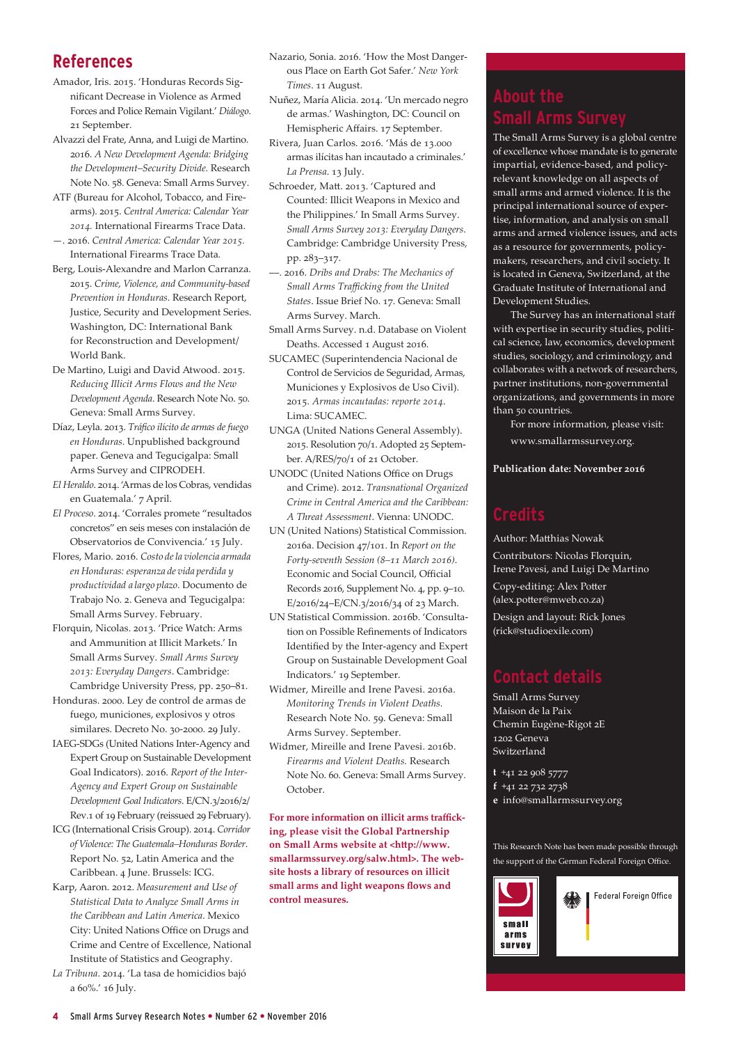## References

Amador, Iris. 2015. 'Honduras Records Significant Decrease in Violence as Armed Forces and Police Remain Vigilant.' *Diálogo*. 21 September.

Alvazzi del Frate, Anna, and Luigi de Martino. 2016. *A New Development Agenda: Bridging the Development–Security Divide*. Research Note No. 58. Geneva: Small Arms Survey.

ATF (Bureau for Alcohol, Tobacco, and Firearms). 2015. *Central America: Calendar Year 2014*. International Firearms Trace Data.

—. 2016. *Central America: Calendar Year 2015*. International Firearms Trace Data.

Berg, Louis-Alexandre and Marlon Carranza. 2015. *Crime, Violence, and Community-based Prevention in Honduras*. Research Report, Justice, Security and Development Series. Washington, DC: International Bank for Reconstruction and Development/ World Bank.

De Martino, Luigi and David Atwood. 2015. *Reducing Illicit Arms Flows and the New Development Agenda*. Research Note No. 50. Geneva: Small Arms Survey.

Díaz, Leyla. 2013. *Tráfico ilícito de armas de fuego en Honduras*. Unpublished background paper. Geneva and Tegucigalpa: Small Arms Survey and CIPRODEH.

*El Heraldo*. 2014. 'Armas de los Cobras, vendidas en Guatemala.' 7 April.

*El Proceso*. 2014. 'Corrales promete "resultados concretos" en seis meses con instalación de Observatorios de Convivencia.' 15 July.

Flores, Mario. 2016. *Costo de la violencia armada en Honduras: esperanza de vida perdida y productividad a largo plazo*. Documento de Trabajo No. 2. Geneva and Tegucigalpa: Small Arms Survey. February.

Florquin, Nicolas. 2013. 'Price Watch: Arms and Ammunition at Illicit Markets.' In Small Arms Survey. *Small Arms Survey 2013: Everyday Dangers*. Cambridge: Cambridge University Press, pp. 250–81.

Honduras. 2000. Ley de control de armas de fuego, municiones, explosivos y otros similares. Decreto No. 30-2000. 29 July.

IAEG-SDGs (United Nations Inter-Agency and Expert Group on Sustainable Development Goal Indicators). 2016. *Report of the Inter-Agency and Expert Group on Sustainable Development Goal Indicators*. E/CN.3/2016/2/ Rev.1 of 19 February (reissued 29 February).

ICG (International Crisis Group). 2014. *Corridor of Violence: The Guatemala–Honduras Border*. Report No. 52, Latin America and the Caribbean. 4 June. Brussels: ICG.

Karp, Aaron. 2012. *Measurement and Use of Statistical Data to Analyze Small Arms in the Caribbean and Latin America*. Mexico City: United Nations Office on Drugs and Crime and Centre of Excellence, National Institute of Statistics and Geography.

*La Tribuna*. 2014. 'La tasa de homicidios bajó a 60%.' 16 July.

Nazario, Sonia. 2016. 'How the Most Dangerous Place on Earth Got Safer.' *New York Times*. 11 August.

Nuñez, María Alicia. 2014. 'Un mercado negro de armas.' Washington, DC: Council on Hemispheric Affairs. 17 September.

Rivera, Juan Carlos. 2016. 'Más de 13.000 armas ilícitas han incautado a criminales.' *La Prensa*. 13 July.

Schroeder, Matt. 2013. 'Captured and Counted: Illicit Weapons in Mexico and the Philippines.' In Small Arms Survey. *Small Arms Survey 2013: Everyday Dangers*. Cambridge: Cambridge University Press, pp. 283–317.

—. 2016. *Dribs and Drabs: The Mechanics of Small Arms Trafficking from the United States*. Issue Brief No. 17. Geneva: Small Arms Survey. March.

Small Arms Survey. n.d. Database on Violent Deaths. Accessed 1 August 2016.

SUCAMEC (Superintendencia Nacional de Control de Servicios de Seguridad, Armas, Municiones y Explosivos de Uso Civil). 2015. *Armas incautadas: reporte 2014*. Lima: SUCAMEC.

UNGA (United Nations General Assembly). 2015. Resolution 70/1. Adopted 25 September. A/RES/70/1 of 21 October.

UNODC (United Nations Office on Drugs and Crime). 2012. *Transnational Organized Crime in Central America and the Caribbean: A Threat Assessment*. Vienna: UNODC.

UN (United Nations) Statistical Commission. 2016a. Decision 47/101. In *Report on the Forty-seventh Session (8–11 March 2016)*. Economic and Social Council, Official Records 2016, Supplement No. 4, pp. 9–10. E/2016/24–E/CN.3/2016/34 of 23 March.

UN Statistical Commission. 2016b. 'Consultation on Possible Refinements of Indicators Identified by the Inter-agency and Expert Group on Sustainable Development Goal Indicators.' 19 September.

Widmer, Mireille and Irene Pavesi. 2016a. *Monitoring Trends in Violent Deaths*. Research Note No. 59. Geneva: Small Arms Survey. September.

Widmer, Mireille and Irene Pavesi. 2016b. *Firearms and Violent Deaths*. Research Note No. 60. Geneva: Small Arms Survey. October.

**For more information on illicit arms trafficking, please visit the Global Partnership on Small Arms website at <http://www.smallarmssurvey.org/salw.html>. The website hosts a library of resources on illicit small arms and light weapons flows and control measures.**

## About the Small Arms Survey

The Small Arms Survey is a global centre of excellence whose mandate is to generate impartial, evidence-based, and policy-relevant knowledge on all aspects of small arms and armed violence. It is the principal international source of expertise, information, and analysis on small arms and armed violence issues, and acts as a resource for governments, policy-makers, researchers, and civil society. It is located in Geneva, Switzerland, at the Graduate Institute of International and Development Studies.

The Survey has an international staff with expertise in security studies, political science, law, economics, development studies, sociology, and criminology, and collaborates with a network of researchers, partner institutions, non-governmental organizations, and governments in more than 50 countries.

For more information, please visit: www.smallarmssurvey.org.

**Publication date: November 2016**

## Credits

Author: Matthias Nowak

Contributors: Nicolas Florquin, Irene Pavesi, and Luigi De Martino

Copy-editing: Alex Potter (alex.potter@mweb.co.za)

Design and layout: Rick Jones (rick@studioexile.com)

## Contact details

Small Arms Survey
Maison de la Paix
Chemin Eugène-Rigot 2E
1202 Geneva
Switzerland

**t** +41 22 908 5777
**f** +41 22 732 2738
**e** info@smallarmssurvey.org

This Research Note has been made possible through the support of the German Federal Foreign Office.

small arms survey

Federal Foreign Office